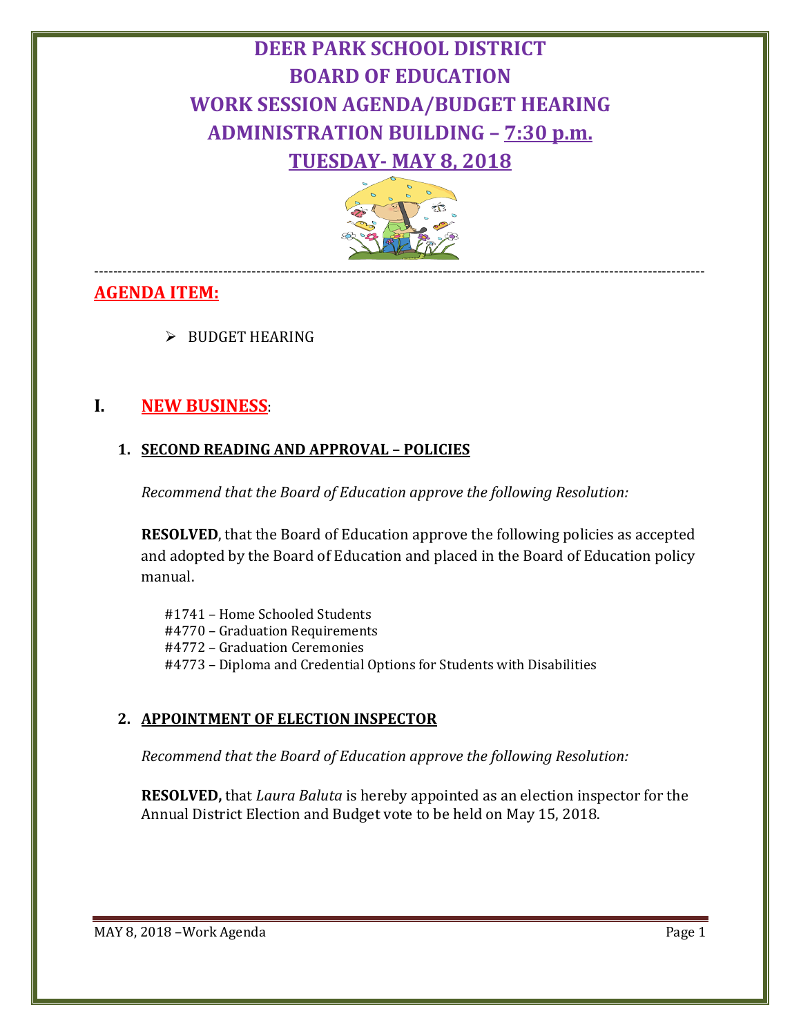# DEER PARK SCHOOL DISTRICT
# BOARD OF EDUCATION
# WORK SESSION AGENDA/BUDGET HEARING
# ADMINISTRATION BUILDING – 7:30 p.m.
# TUESDAY- MAY 8, 2018

---

## AGENDA ITEM:

- BUDGET HEARING

## I. NEW BUSINESS:

### 1. SECOND READING AND APPROVAL – POLICIES

*Recommend that the Board of Education approve the following Resolution:*

**RESOLVED**, that the Board of Education approve the following policies as accepted and adopted by the Board of Education and placed in the Board of Education policy manual.

#1741 – Home Schooled Students
#4770 – Graduation Requirements
#4772 – Graduation Ceremonies
#4773 – Diploma and Credential Options for Students with Disabilities

### 2. APPOINTMENT OF ELECTION INSPECTOR

*Recommend that the Board of Education approve the following Resolution:*

**RESOLVED,** that *Laura Baluta* is hereby appointed as an election inspector for the Annual District Election and Budget vote to be held on May 15, 2018.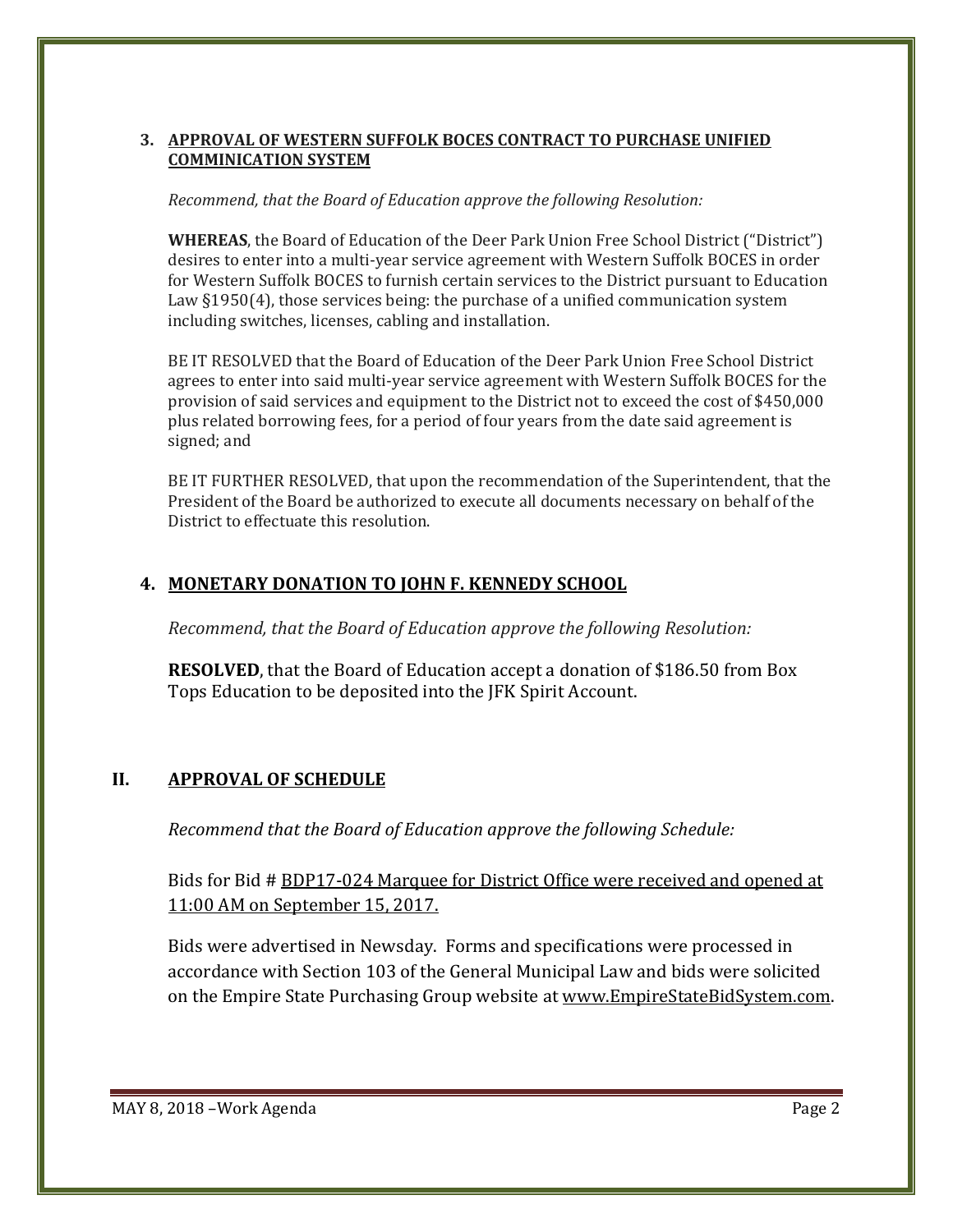### 3. <u>APPROVAL OF WESTERN SUFFOLK BOCES CONTRACT TO PURCHASE UNIFIED COMMINICATION SYSTEM</u>

*Recommend, that the Board of Education approve the following Resolution:*

**WHEREAS**, the Board of Education of the Deer Park Union Free School District ("District") desires to enter into a multi-year service agreement with Western Suffolk BOCES in order for Western Suffolk BOCES to furnish certain services to the District pursuant to Education Law §1950(4), those services being: the purchase of a unified communication system including switches, licenses, cabling and installation.

BE IT RESOLVED that the Board of Education of the Deer Park Union Free School District agrees to enter into said multi-year service agreement with Western Suffolk BOCES for the provision of said services and equipment to the District not to exceed the cost of $450,000 plus related borrowing fees, for a period of four years from the date said agreement is signed; and

BE IT FURTHER RESOLVED, that upon the recommendation of the Superintendent, that the President of the Board be authorized to execute all documents necessary on behalf of the District to effectuate this resolution.

### 4. <u>MONETARY DONATION TO JOHN F. KENNEDY SCHOOL</u>

*Recommend, that the Board of Education approve the following Resolution:*

**RESOLVED**, that the Board of Education accept a donation of $186.50 from Box Tops Education to be deposited into the JFK Spirit Account.

## II. <u>APPROVAL OF SCHEDULE</u>

*Recommend that the Board of Education approve the following Schedule:*

Bids for Bid # <u>BDP17-024 Marquee for District Office were received and opened at 11:00 AM on September 15, 2017.</u>

Bids were advertised in Newsday. Forms and specifications were processed in accordance with Section 103 of the General Municipal Law and bids were solicited on the Empire State Purchasing Group website at <u>www.EmpireStateBidSystem.com</u>.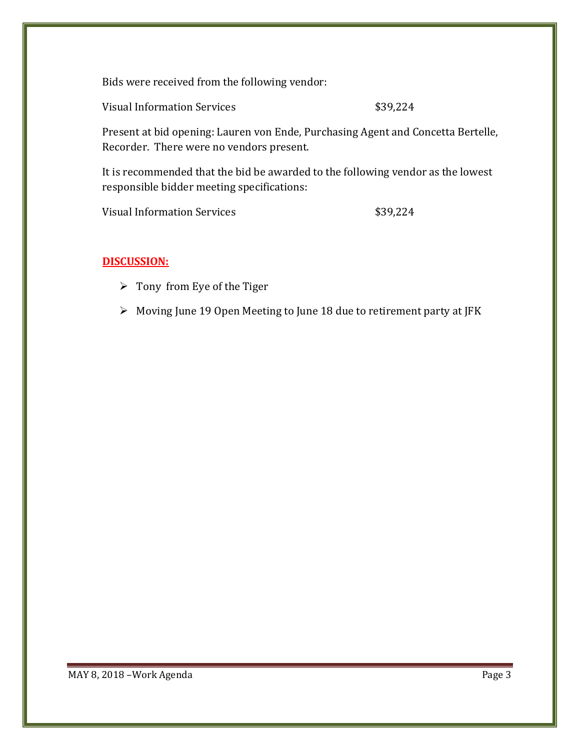Bids were received from the following vendor:

| | |
|---|---|
| Visual Information Services | $39,224 |

Present at bid opening: Lauren von Ende, Purchasing Agent and Concetta Bertelle, Recorder. There were no vendors present.

It is recommended that the bid be awarded to the following vendor as the lowest responsible bidder meeting specifications:

| | |
|---|---|
| Visual Information Services | $39,224 |

**DISCUSSION:**

- Tony from Eye of the Tiger
- Moving June 19 Open Meeting to June 18 due to retirement party at JFK